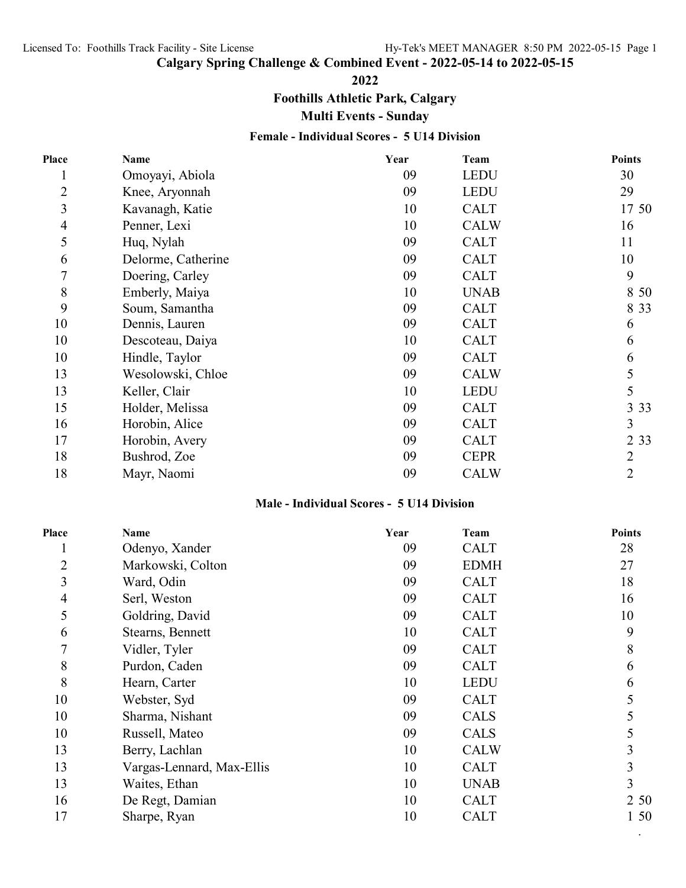# Calgary Spring Challenge & Combined Event - 2022-05-14 to 2022-05-15

## 2022

## Foothills Athletic Park, Calgary

## Multi Events - Sunday

### Female - Individual Scores - 5 U14 Division

| Place | Name | Year | Team | Points |
|---|---|---|---|---|
| 1 | Omoyayi, Abiola | 09 | LEDU | 30 |
| 2 | Knee, Aryonnah | 09 | LEDU | 29 |
| 3 | Kavanagh, Katie | 10 | CALT | 17 50 |
| 4 | Penner, Lexi | 10 | CALW | 16 |
| 5 | Huq, Nylah | 09 | CALT | 11 |
| 6 | Delorme, Catherine | 09 | CALT | 10 |
| 7 | Doering, Carley | 09 | CALT | 9 |
| 8 | Emberly, Maiya | 10 | UNAB | 8 50 |
| 9 | Soum, Samantha | 09 | CALT | 8 33 |
| 10 | Dennis, Lauren | 09 | CALT | 6 |
| 10 | Descoteau, Daiya | 10 | CALT | 6 |
| 10 | Hindle, Taylor | 09 | CALT | 6 |
| 13 | Wesolowski, Chloe | 09 | CALW | 5 |
| 13 | Keller, Clair | 10 | LEDU | 5 |
| 15 | Holder, Melissa | 09 | CALT | 3 33 |
| 16 | Horobin, Alice | 09 | CALT | 3 |
| 17 | Horobin, Avery | 09 | CALT | 2 33 |
| 18 | Bushrod, Zoe | 09 | CEPR | 2 |
| 18 | Mayr, Naomi | 09 | CALW | 2 |

### Male - Individual Scores - 5 U14 Division

| Place | Name | Year | Team | Points |
|---|---|---|---|---|
| 1 | Odenyo, Xander | 09 | CALT | 28 |
| 2 | Markowski, Colton | 09 | EDMH | 27 |
| 3 | Ward, Odin | 09 | CALT | 18 |
| 4 | Serl, Weston | 09 | CALT | 16 |
| 5 | Goldring, David | 09 | CALT | 10 |
| 6 | Stearns, Bennett | 10 | CALT | 9 |
| 7 | Vidler, Tyler | 09 | CALT | 8 |
| 8 | Purdon, Caden | 09 | CALT | 6 |
| 8 | Hearn, Carter | 10 | LEDU | 6 |
| 10 | Webster, Syd | 09 | CALT | 5 |
| 10 | Sharma, Nishant | 09 | CALS | 5 |
| 10 | Russell, Mateo | 09 | CALS | 5 |
| 13 | Berry, Lachlan | 10 | CALW | 3 |
| 13 | Vargas-Lennard, Max-Ellis | 10 | CALT | 3 |
| 13 | Waites, Ethan | 10 | UNAB | 3 |
| 16 | De Regt, Damian | 10 | CALT | 2 50 |
| 17 | Sharpe, Ryan | 10 | CALT | 1 50 |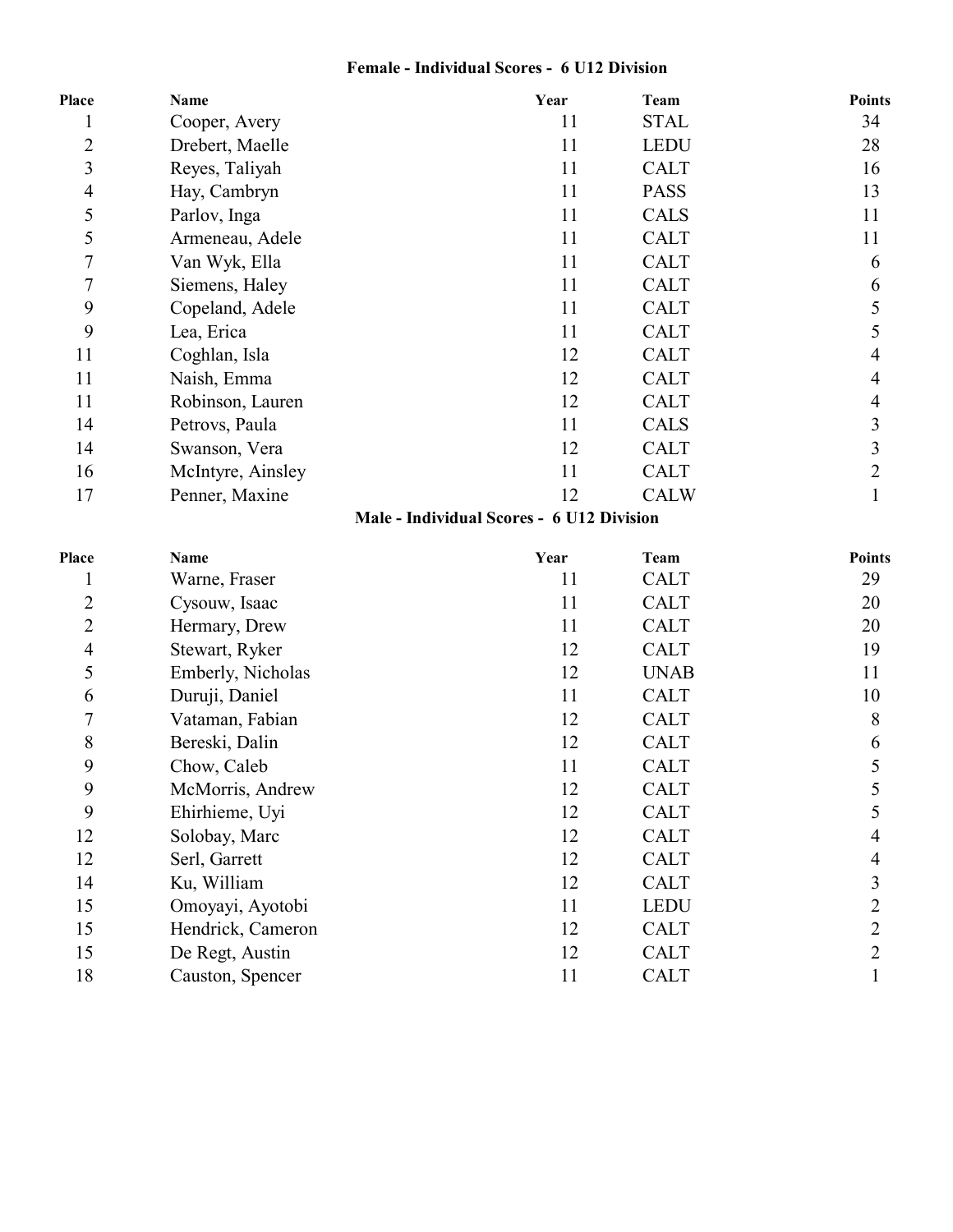### Female - Individual Scores - 6 U12 Division

| Place | Name | Year | Team | Points |
|---|---|---|---|---|
| 1 | Cooper, Avery | 11 | STAL | 34 |
| 2 | Drebert, Maelle | 11 | LEDU | 28 |
| 3 | Reyes, Taliyah | 11 | CALT | 16 |
| 4 | Hay, Cambryn | 11 | PASS | 13 |
| 5 | Parlov, Inga | 11 | CALS | 11 |
| 5 | Armeneau, Adele | 11 | CALT | 11 |
| 7 | Van Wyk, Ella | 11 | CALT | 6 |
| 7 | Siemens, Haley | 11 | CALT | 6 |
| 9 | Copeland, Adele | 11 | CALT | 5 |
| 9 | Lea, Erica | 11 | CALT | 5 |
| 11 | Coghlan, Isla | 12 | CALT | 4 |
| 11 | Naish, Emma | 12 | CALT | 4 |
| 11 | Robinson, Lauren | 12 | CALT | 4 |
| 14 | Petrovs, Paula | 11 | CALS | 3 |
| 14 | Swanson, Vera | 12 | CALT | 3 |
| 16 | McIntyre, Ainsley | 11 | CALT | 2 |
| 17 | Penner, Maxine | 12 | CALW | 1 |

### Male - Individual Scores - 6 U12 Division

| Place | Name | Year | Team | Points |
|---|---|---|---|---|
| 1 | Warne, Fraser | 11 | CALT | 29 |
| 2 | Cysouw, Isaac | 11 | CALT | 20 |
| 2 | Hermary, Drew | 11 | CALT | 20 |
| 4 | Stewart, Ryker | 12 | CALT | 19 |
| 5 | Emberly, Nicholas | 12 | UNAB | 11 |
| 6 | Duruji, Daniel | 11 | CALT | 10 |
| 7 | Vataman, Fabian | 12 | CALT | 8 |
| 8 | Bereski, Dalin | 12 | CALT | 6 |
| 9 | Chow, Caleb | 11 | CALT | 5 |
| 9 | McMorris, Andrew | 12 | CALT | 5 |
| 9 | Ehirhieme, Uyi | 12 | CALT | 5 |
| 12 | Solobay, Marc | 12 | CALT | 4 |
| 12 | Serl, Garrett | 12 | CALT | 4 |
| 14 | Ku, William | 12 | CALT | 3 |
| 15 | Omoyayi, Ayotobi | 11 | LEDU | 2 |
| 15 | Hendrick, Cameron | 12 | CALT | 2 |
| 15 | De Regt, Austin | 12 | CALT | 2 |
| 18 | Causton, Spencer | 11 | CALT | 1 |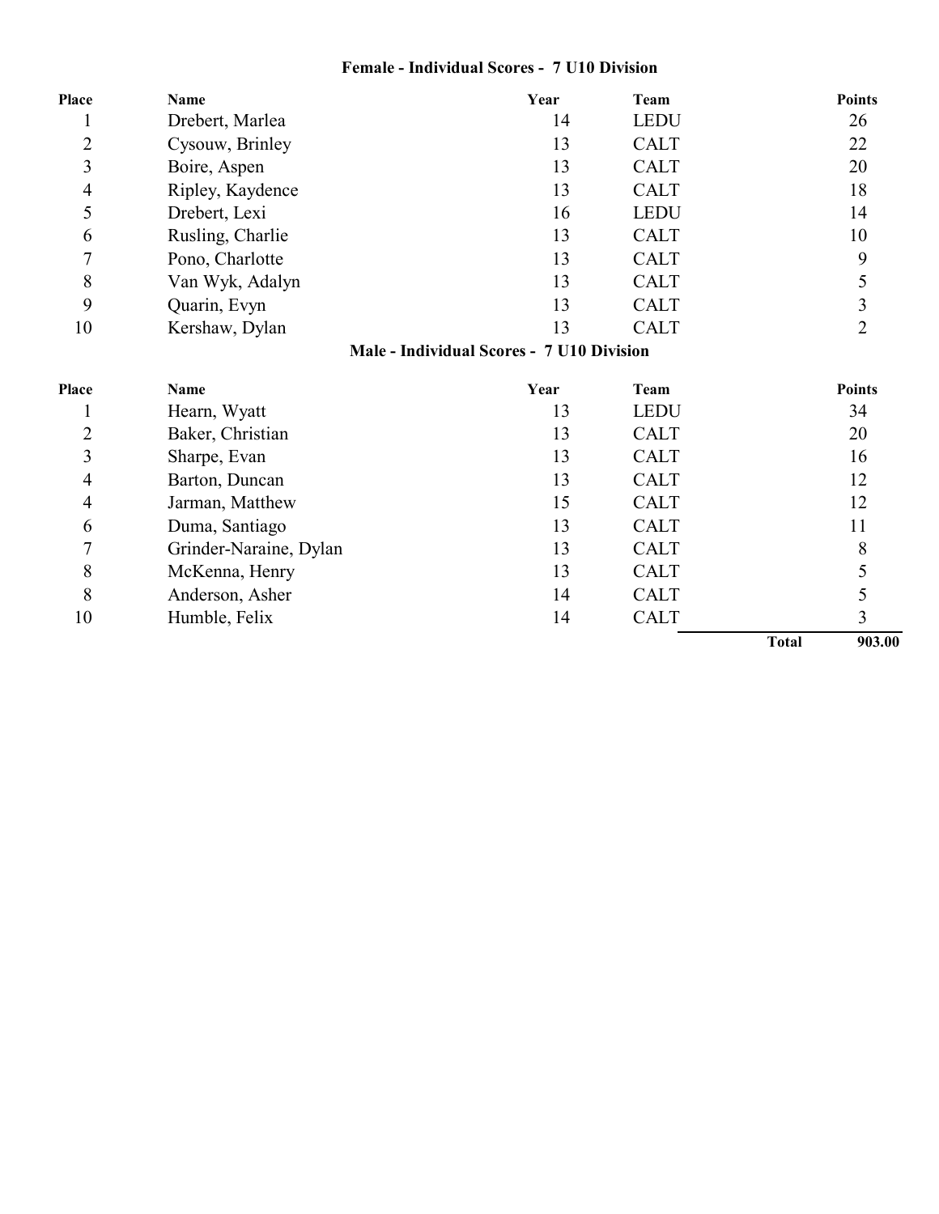**Female - Individual Scores - 7 U10 Division**

| Place | Name | Year | Team | Points |
|---|---|---|---|---|
| 1 | Drebert, Marlea | 14 | LEDU | 26 |
| 2 | Cysouw, Brinley | 13 | CALT | 22 |
| 3 | Boire, Aspen | 13 | CALT | 20 |
| 4 | Ripley, Kaydence | 13 | CALT | 18 |
| 5 | Drebert, Lexi | 16 | LEDU | 14 |
| 6 | Rusling, Charlie | 13 | CALT | 10 |
| 7 | Pono, Charlotte | 13 | CALT | 9 |
| 8 | Van Wyk, Adalyn | 13 | CALT | 5 |
| 9 | Quarin, Evyn | 13 | CALT | 3 |
| 10 | Kershaw, Dylan | 13 | CALT | 2 |

**Male - Individual Scores - 7 U10 Division**

| Place | Name | Year | Team | Points |
|---|---|---|---|---|
| 1 | Hearn, Wyatt | 13 | LEDU | 34 |
| 2 | Baker, Christian | 13 | CALT | 20 |
| 3 | Sharpe, Evan | 13 | CALT | 16 |
| 4 | Barton, Duncan | 13 | CALT | 12 |
| 4 | Jarman, Matthew | 15 | CALT | 12 |
| 6 | Duma, Santiago | 13 | CALT | 11 |
| 7 | Grinder-Naraine, Dylan | 13 | CALT | 8 |
| 8 | McKenna, Henry | 13 | CALT | 5 |
| 8 | Anderson, Asher | 14 | CALT | 5 |
| 10 | Humble, Felix | 14 | CALT | 3 |
| | | | **Total** | **903.00** |